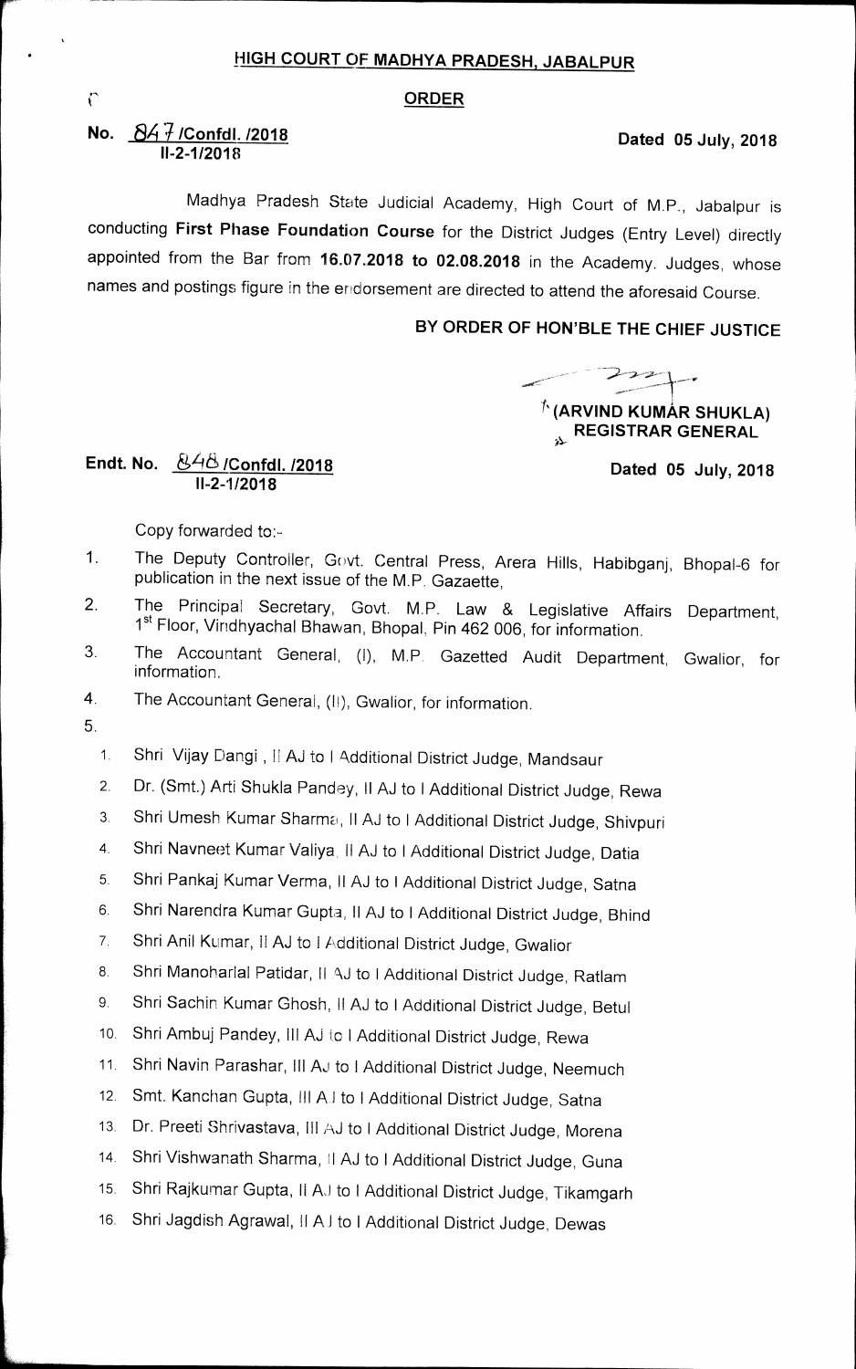# HIGH COURT OF MADHYA PRADESH, JABALPUR

## ORDER

**No. 847 /Confdl. /2018**
**II-2-1/2018**

**Dated 05 July, 2018**

Madhya Pradesh State Judicial Academy, High Court of M.P., Jabalpur is conducting **First Phase Foundation Course** for the District Judges (Entry Level) directly appointed from the Bar from **16.07.2018 to 02.08.2018** in the Academy. Judges, whose names and postings figure in the endorsement are directed to attend the aforesaid Course.

**BY ORDER OF HON'BLE THE CHIEF JUSTICE**

**(ARVIND KUMAR SHUKLA)**
**REGISTRAR GENERAL**

**Endt. No. 848 /Confdl. /2018**
**II-2-1/2018**

**Dated 05 July, 2018**

Copy forwarded to:-

1. The Deputy Controller, Govt. Central Press, Arera Hills, Habibganj, Bhopal-6 for publication in the next issue of the M.P. Gazaette,
2. The Principal Secretary, Govt. M.P. Law & Legislative Affairs Department, 1st Floor, Vindhyachal Bhawan, Bhopal, Pin 462 006, for information.
3. The Accountant General, (I), M.P. Gazetted Audit Department, Gwalior, for information.
4. The Accountant General, (II), Gwalior, for information.
5. 
   1. Shri Vijay Dangi , II AJ to I Additional District Judge, Mandsaur
   2. Dr. (Smt.) Arti Shukla Pandey, II AJ to I Additional District Judge, Rewa
   3. Shri Umesh Kumar Sharma, II AJ to I Additional District Judge, Shivpuri
   4. Shri Navneet Kumar Valiya, II AJ to I Additional District Judge, Datia
   5. Shri Pankaj Kumar Verma, II AJ to I Additional District Judge, Satna
   6. Shri Narendra Kumar Gupta, II AJ to I Additional District Judge, Bhind
   7. Shri Anil Kumar, II AJ to I Additional District Judge, Gwalior
   8. Shri Manoharlal Patidar, II AJ to I Additional District Judge, Ratlam
   9. Shri Sachin Kumar Ghosh, II AJ to I Additional District Judge, Betul
   10. Shri Ambuj Pandey, III AJ to I Additional District Judge, Rewa
   11. Shri Navin Parashar, III AJ to I Additional District Judge, Neemuch
   12. Smt. Kanchan Gupta, III AJ to I Additional District Judge, Satna
   13. Dr. Preeti Shrivastava, III AJ to I Additional District Judge, Morena
   14. Shri Vishwanath Sharma, II AJ to I Additional District Judge, Guna
   15. Shri Rajkumar Gupta, II AJ to I Additional District Judge, Tikamgarh
   16. Shri Jagdish Agrawal, II AJ to I Additional District Judge, Dewas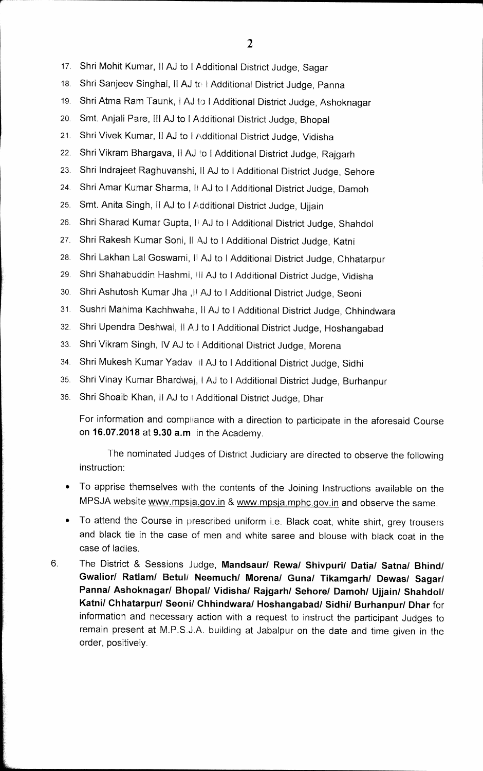17. Shri Mohit Kumar, II AJ to I Additional District Judge, Sagar
18. Shri Sanjeev Singhal, II AJ to I Additional District Judge, Panna
19. Shri Atma Ram Taunk, I AJ to I Additional District Judge, Ashoknagar
20. Smt. Anjali Pare, III AJ to I Additional District Judge, Bhopal
21. Shri Vivek Kumar, II AJ to I Additional District Judge, Vidisha
22. Shri Vikram Bhargava, II AJ to I Additional District Judge, Rajgarh
23. Shri Indrajeet Raghuvanshi, II AJ to I Additional District Judge, Sehore
24. Shri Amar Kumar Sharma, II AJ to I Additional District Judge, Damoh
25. Smt. Anita Singh, II AJ to I Additional District Judge, Ujjain
26. Shri Sharad Kumar Gupta, II AJ to I Additional District Judge, Shahdol
27. Shri Rakesh Kumar Soni, II AJ to I Additional District Judge, Katni
28. Shri Lakhan Lal Goswami, II AJ to I Additional District Judge, Chhatarpur
29. Shri Shahabuddin Hashmi, III AJ to I Additional District Judge, Vidisha
30. Shri Ashutosh Kumar Jha ,II AJ to I Additional District Judge, Seoni
31. Sushri Mahima Kachhwaha, II AJ to I Additional District Judge, Chhindwara
32. Shri Upendra Deshwal, II AJ to I Additional District Judge, Hoshangabad
33. Shri Vikram Singh, IV AJ to I Additional District Judge, Morena
34. Shri Mukesh Kumar Yadav, II AJ to I Additional District Judge, Sidhi
35. Shri Vinay Kumar Bhardwaj, I AJ to I Additional District Judge, Burhanpur
36. Shri Shoaib Khan, II AJ to I Additional District Judge, Dhar

For information and compliance with a direction to participate in the aforesaid Course on **16.07.2018** at **9.30 a.m** in the Academy.

The nominated Judges of District Judiciary are directed to observe the following instruction:

- To apprise themselves with the contents of the Joining Instructions available on the MPSJA website www.mpsja.gov.in & www.mpsja.mphc.gov.in and observe the same.
- To attend the Course in prescribed uniform i.e. Black coat, white shirt, grey trousers and black tie in the case of men and white saree and blouse with black coat in the case of ladies.

6. The District & Sessions Judge, **Mandsaur/ Rewa/ Shivpuri/ Datia/ Satna/ Bhind/ Gwalior/ Ratlam/ Betul/ Neemuch/ Morena/ Guna/ Tikamgarh/ Dewas/ Sagar/ Panna/ Ashoknagar/ Bhopal/ Vidisha/ Rajgarh/ Sehore/ Damoh/ Ujjain/ Shahdol/ Katni/ Chhatarpur/ Seoni/ Chhindwara/ Hoshangabad/ Sidhi/ Burhanpur/ Dhar** for information and necessary action with a request to instruct the participant Judges to remain present at M.P.S.J.A. building at Jabalpur on the date and time given in the order, positively.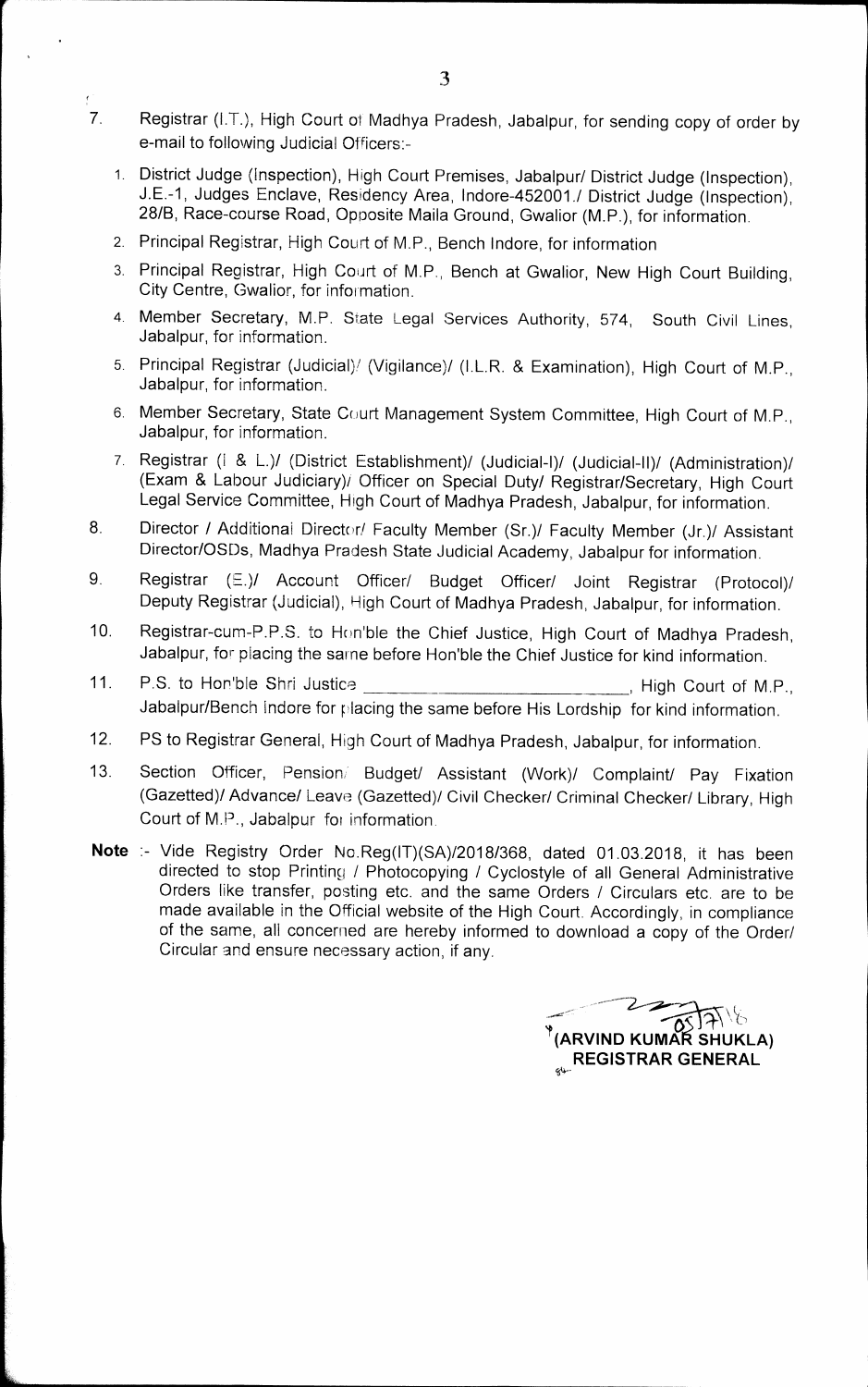7. Registrar (I.T.), High Court of Madhya Pradesh, Jabalpur, for sending copy of order by e-mail to following Judicial Officers:-

   1. District Judge (Inspection), High Court Premises, Jabalpur/ District Judge (Inspection), J.E.-1, Judges Enclave, Residency Area, Indore-452001./ District Judge (Inspection), 28/B, Race-course Road, Opposite Maila Ground, Gwalior (M.P.), for information.
   2. Principal Registrar, High Court of M.P., Bench Indore, for information
   3. Principal Registrar, High Court of M.P., Bench at Gwalior, New High Court Building, City Centre, Gwalior, for information.
   4. Member Secretary, M.P. State Legal Services Authority, 574, South Civil Lines, Jabalpur, for information.
   5. Principal Registrar (Judicial)/ (Vigilance)/ (I.L.R. & Examination), High Court of M.P., Jabalpur, for information.
   6. Member Secretary, State Court Management System Committee, High Court of M.P., Jabalpur, for information.
   7. Registrar (I & L.)/ (District Establishment)/ (Judicial-I)/ (Judicial-II)/ (Administration)/ (Exam & Labour Judiciary)/ Officer on Special Duty/ Registrar/Secretary, High Court Legal Service Committee, High Court of Madhya Pradesh, Jabalpur, for information.

8. Director / Additional Director/ Faculty Member (Sr.)/ Faculty Member (Jr.)/ Assistant Director/OSDs, Madhya Pradesh State Judicial Academy, Jabalpur for information.
9. Registrar (E.)/ Account Officer/ Budget Officer/ Joint Registrar (Protocol)/ Deputy Registrar (Judicial), High Court of Madhya Pradesh, Jabalpur, for information.
10. Registrar-cum-P.P.S. to Hon'ble the Chief Justice, High Court of Madhya Pradesh, Jabalpur, for placing the same before Hon'ble the Chief Justice for kind information.
11. P.S. to Hon'ble Shri Justice \_\_\_\_\_\_\_\_\_\_\_\_\_\_\_\_\_\_\_\_\_\_\_\_, High Court of M.P., Jabalpur/Bench Indore for placing the same before His Lordship for kind information.
12. PS to Registrar General, High Court of Madhya Pradesh, Jabalpur, for information.
13. Section Officer, Pension/ Budget/ Assistant (Work)/ Complaint/ Pay Fixation (Gazetted)/ Advance/ Leave (Gazetted)/ Civil Checker/ Criminal Checker/ Library, High Court of M.P., Jabalpur for information.

**Note** :- Vide Registry Order No.Reg(IT)(SA)/2018/368, dated 01.03.2018, it has been directed to stop Printing / Photocopying / Cyclostyle of all General Administrative Orders like transfer, posting etc. and the same Orders / Circulars etc. are to be made available in the Official website of the High Court. Accordingly, in compliance of the same, all concerned are hereby informed to download a copy of the Order/ Circular and ensure necessary action, if any.

05/7/18

**(ARVIND KUMAR SHUKLA)**
**REGISTRAR GENERAL**